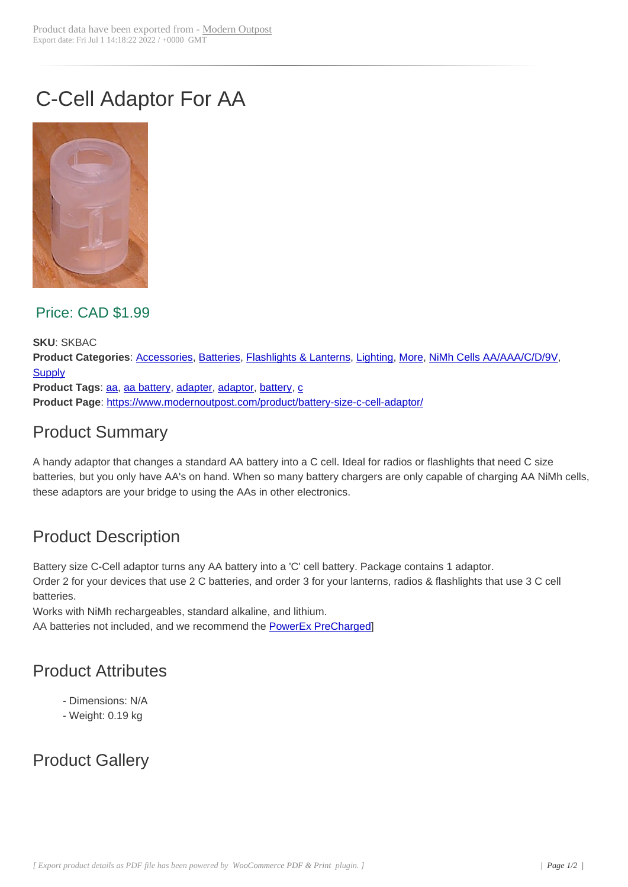Product data have been exported from - Modern Outpost
Export date: Fri Jul 1 14:18:22 2022 / +0000 GMT

# C-Cell Adaptor For AA

## Price: CAD $1.99

**SKU**: SKBAC
**Product Categories**: Accessories, Batteries, Flashlights & Lanterns, Lighting, More, NiMh Cells AA/AAA/C/D/9V, Supply
**Product Tags**: aa, aa battery, adapter, adaptor, battery, c
**Product Page**: https://www.modernoutpost.com/product/battery-size-c-cell-adaptor/

## Product Summary

A handy adaptor that changes a standard AA battery into a C cell. Ideal for radios or flashlights that need C size batteries, but you only have AA's on hand. When so many battery chargers are only capable of charging AA NiMh cells, these adaptors are your bridge to using the AAs in other electronics.

## Product Description

Battery size C-Cell adaptor turns any AA battery into a 'C' cell battery. Package contains 1 adaptor.
Order 2 for your devices that use 2 C batteries, and order 3 for your lanterns, radios & flashlights that use 3 C cell batteries.
Works with NiMh rechargeables, standard alkaline, and lithium.
AA batteries not included, and we recommend the PowerEx PreCharged]

## Product Attributes

- Dimensions: N/A
- Weight: 0.19 kg

## Product Gallery